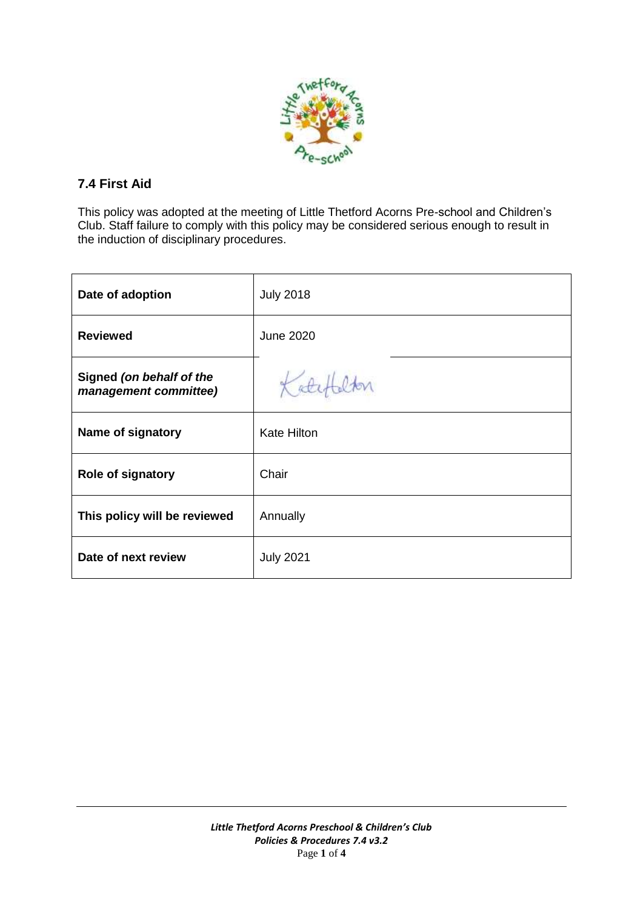## 7.4 First Aid

This policy was adopted at the meeting of Little Thetford Acorns Pre-school and Children's Club. Staff failure to comply with this policy may be considered serious enough to result in the induction of disciplinary procedures.

| | |
|---|---|
| **Date of adoption** | July 2018 |
| **Reviewed** | June 2020 |
| **Signed *(on behalf of the management committee)*** | Kate Hilton |
| **Name of signatory** | Kate Hilton |
| **Role of signatory** | Chair |
| **This policy will be reviewed** | Annually |
| **Date of next review** | July 2021 |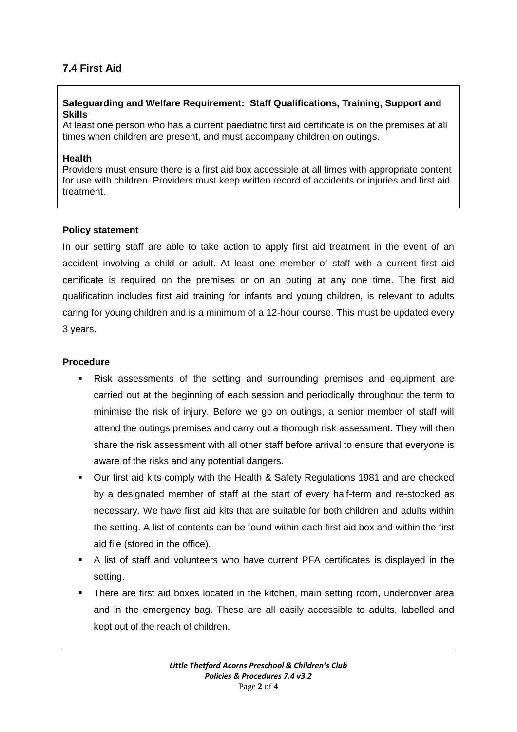## 7.4 First Aid

**Safeguarding and Welfare Requirement: Staff Qualifications, Training, Support and Skills**

At least one person who has a current paediatric first aid certificate is on the premises at all times when children are present, and must accompany children on outings.

**Health**

Providers must ensure there is a first aid box accessible at all times with appropriate content for use with children. Providers must keep written record of accidents or injuries and first aid treatment.

### Policy statement

In our setting staff are able to take action to apply first aid treatment in the event of an accident involving a child or adult. At least one member of staff with a current first aid certificate is required on the premises or on an outing at any one time. The first aid qualification includes first aid training for infants and young children, is relevant to adults caring for young children and is a minimum of a 12-hour course. This must be updated every 3 years.

### Procedure

- Risk assessments of the setting and surrounding premises and equipment are carried out at the beginning of each session and periodically throughout the term to minimise the risk of injury. Before we go on outings, a senior member of staff will attend the outings premises and carry out a thorough risk assessment. They will then share the risk assessment with all other staff before arrival to ensure that everyone is aware of the risks and any potential dangers.
- Our first aid kits comply with the Health & Safety Regulations 1981 and are checked by a designated member of staff at the start of every half-term and re-stocked as necessary. We have first aid kits that are suitable for both children and adults within the setting. A list of contents can be found within each first aid box and within the first aid file (stored in the office).
- A list of staff and volunteers who have current PFA certificates is displayed in the setting.
- There are first aid boxes located in the kitchen, main setting room, undercover area and in the emergency bag. These are all easily accessible to adults, labelled and kept out of the reach of children.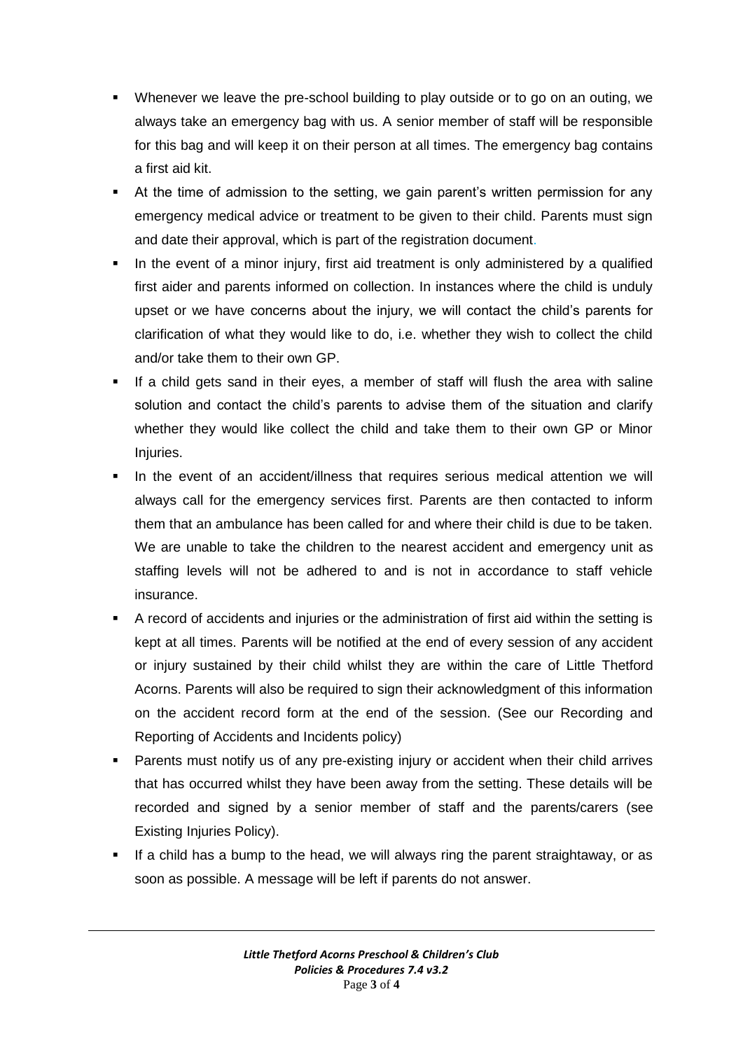- Whenever we leave the pre-school building to play outside or to go on an outing, we always take an emergency bag with us. A senior member of staff will be responsible for this bag and will keep it on their person at all times. The emergency bag contains a first aid kit.
- At the time of admission to the setting, we gain parent's written permission for any emergency medical advice or treatment to be given to their child. Parents must sign and date their approval, which is part of the registration document.
- In the event of a minor injury, first aid treatment is only administered by a qualified first aider and parents informed on collection. In instances where the child is unduly upset or we have concerns about the injury, we will contact the child's parents for clarification of what they would like to do, i.e. whether they wish to collect the child and/or take them to their own GP.
- If a child gets sand in their eyes, a member of staff will flush the area with saline solution and contact the child's parents to advise them of the situation and clarify whether they would like collect the child and take them to their own GP or Minor Injuries.
- In the event of an accident/illness that requires serious medical attention we will always call for the emergency services first. Parents are then contacted to inform them that an ambulance has been called for and where their child is due to be taken. We are unable to take the children to the nearest accident and emergency unit as staffing levels will not be adhered to and is not in accordance to staff vehicle insurance.
- A record of accidents and injuries or the administration of first aid within the setting is kept at all times. Parents will be notified at the end of every session of any accident or injury sustained by their child whilst they are within the care of Little Thetford Acorns. Parents will also be required to sign their acknowledgment of this information on the accident record form at the end of the session. (See our Recording and Reporting of Accidents and Incidents policy)
- Parents must notify us of any pre-existing injury or accident when their child arrives that has occurred whilst they have been away from the setting. These details will be recorded and signed by a senior member of staff and the parents/carers (see Existing Injuries Policy).
- If a child has a bump to the head, we will always ring the parent straightaway, or as soon as possible. A message will be left if parents do not answer.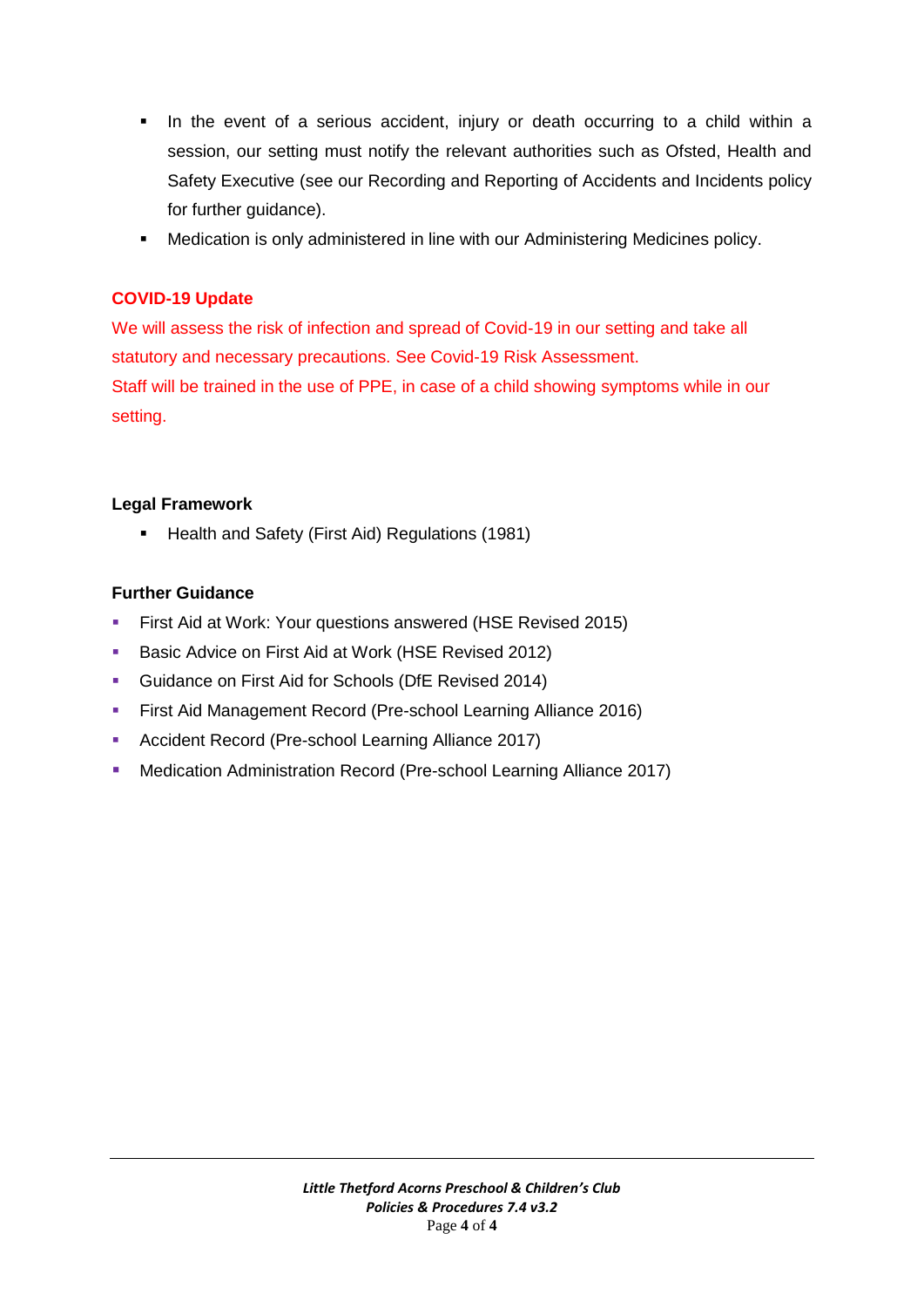- In the event of a serious accident, injury or death occurring to a child within a session, our setting must notify the relevant authorities such as Ofsted, Health and Safety Executive (see our Recording and Reporting of Accidents and Incidents policy for further guidance).
- Medication is only administered in line with our Administering Medicines policy.

**COVID-19 Update**

We will assess the risk of infection and spread of Covid-19 in our setting and take all statutory and necessary precautions. See Covid-19 Risk Assessment.

Staff will be trained in the use of PPE, in case of a child showing symptoms while in our setting.

**Legal Framework**

- Health and Safety (First Aid) Regulations (1981)

**Further Guidance**

- First Aid at Work: Your questions answered (HSE Revised 2015)
- Basic Advice on First Aid at Work (HSE Revised 2012)
- Guidance on First Aid for Schools (DfE Revised 2014)
- First Aid Management Record (Pre-school Learning Alliance 2016)
- Accident Record (Pre-school Learning Alliance 2017)
- Medication Administration Record (Pre-school Learning Alliance 2017)